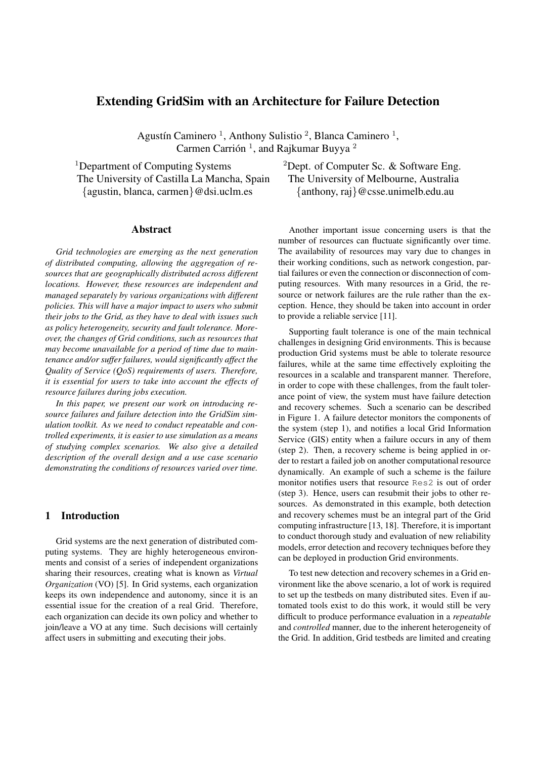# Extending GridSim with an Architecture for Failure Detection

Agustín Caminero [1], Anthony Sulistio [2], Blanca Caminero [1], Carmen Carrión [1], and Rajkumar Buyya [2]

[1]Department of Computing Systems
The University of Castilla La Mancha, Spain
{agustin, blanca, carmen}@dsi.uclm.es

[2]Dept. of Computer Sc. & Software Eng.
The University of Melbourne, Australia
{anthony, raj}@csse.unimelb.edu.au

## Abstract

*Grid technologies are emerging as the next generation of distributed computing, allowing the aggregation of resources that are geographically distributed across different locations. However, these resources are independent and managed separately by various organizations with different policies. This will have a major impact to users who submit their jobs to the Grid, as they have to deal with issues such as policy heterogeneity, security and fault tolerance. Moreover, the changes of Grid conditions, such as resources that may become unavailable for a period of time due to maintenance and/or suffer failures, would significantly affect the Quality of Service (QoS) requirements of users. Therefore, it is essential for users to take into account the effects of resource failures during jobs execution.*

*In this paper, we present our work on introducing resource failures and failure detection into the GridSim simulation toolkit. As we need to conduct repeatable and controlled experiments, it is easier to use simulation as a means of studying complex scenarios. We also give a detailed description of the overall design and a use case scenario demonstrating the conditions of resources varied over time.*

## 1 Introduction

Grid systems are the next generation of distributed computing systems. They are highly heterogeneous environments and consist of a series of independent organizations sharing their resources, creating what is known as *Virtual Organization* (VO) [5]. In Grid systems, each organization keeps its own independence and autonomy, since it is an essential issue for the creation of a real Grid. Therefore, each organization can decide its own policy and whether to join/leave a VO at any time. Such decisions will certainly affect users in submitting and executing their jobs.

Another important issue concerning users is that the number of resources can fluctuate significantly over time. The availability of resources may vary due to changes in their working conditions, such as network congestion, partial failures or even the connection or disconnection of computing resources. With many resources in a Grid, the resource or network failures are the rule rather than the exception. Hence, they should be taken into account in order to provide a reliable service [11].

Supporting fault tolerance is one of the main technical challenges in designing Grid environments. This is because production Grid systems must be able to tolerate resource failures, while at the same time effectively exploiting the resources in a scalable and transparent manner. Therefore, in order to cope with these challenges, from the fault tolerance point of view, the system must have failure detection and recovery schemes. Such a scenario can be described in Figure 1. A failure detector monitors the components of the system (step 1), and notifies a local Grid Information Service (GIS) entity when a failure occurs in any of them (step 2). Then, a recovery scheme is being applied in order to restart a failed job on another computational resource dynamically. An example of such a scheme is the failure monitor notifies users that resource `Res2` is out of order (step 3). Hence, users can resubmit their jobs to other resources. As demonstrated in this example, both detection and recovery schemes must be an integral part of the Grid computing infrastructure [13, 18]. Therefore, it is important to conduct thorough study and evaluation of new reliability models, error detection and recovery techniques before they can be deployed in production Grid environments.

To test new detection and recovery schemes in a Grid environment like the above scenario, a lot of work is required to set up the testbeds on many distributed sites. Even if automated tools exist to do this work, it would still be very difficult to produce performance evaluation in a *repeatable* and *controlled* manner, due to the inherent heterogeneity of the Grid. In addition, Grid testbeds are limited and creating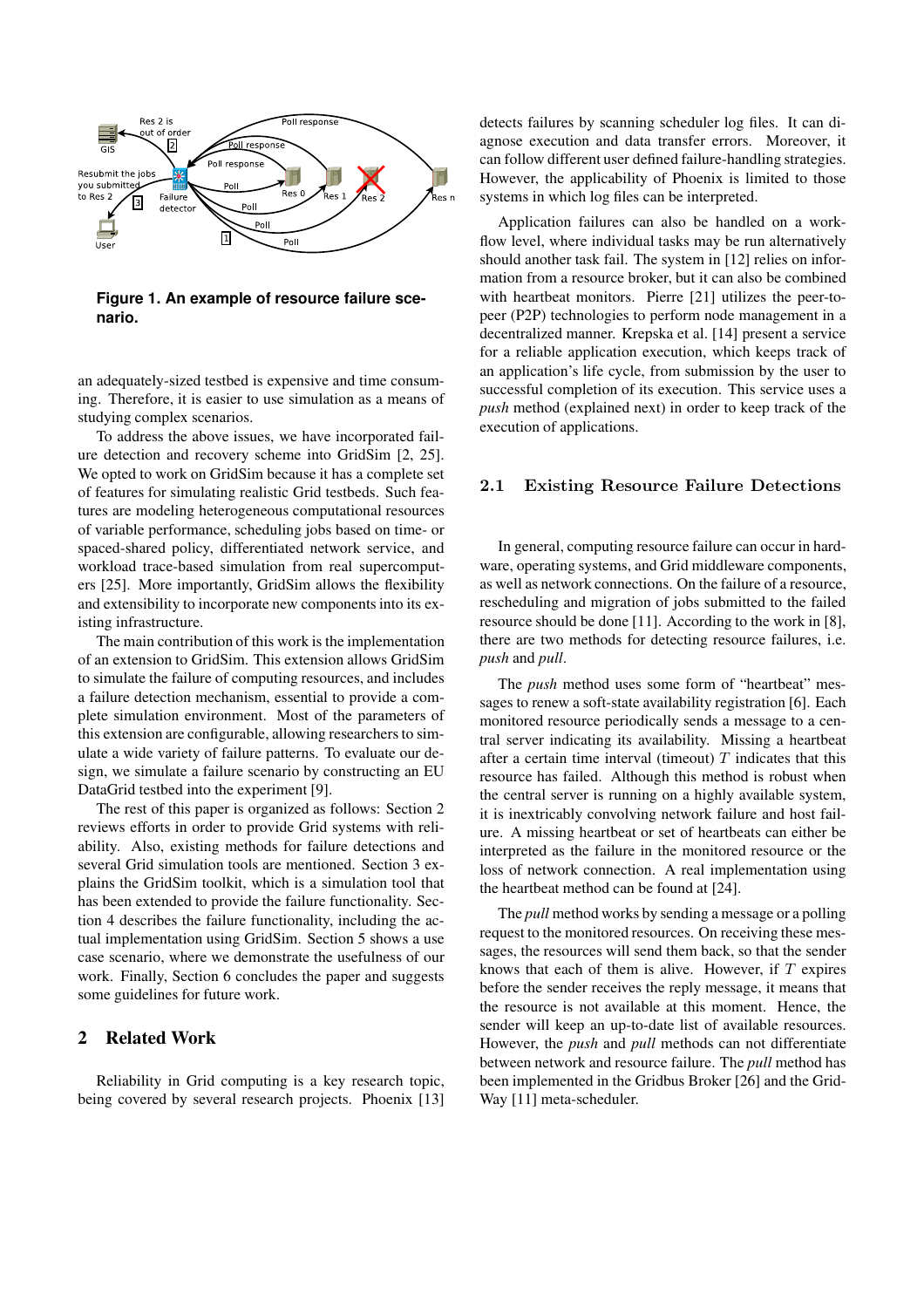Figure 1. An example of resource failure scenario.

an adequately-sized testbed is expensive and time consuming. Therefore, it is easier to use simulation as a means of studying complex scenarios.

To address the above issues, we have incorporated failure detection and recovery scheme into GridSim [2, 25]. We opted to work on GridSim because it has a complete set of features for simulating realistic Grid testbeds. Such features are modeling heterogeneous computational resources of variable performance, scheduling jobs based on time- or spaced-shared policy, differentiated network service, and workload trace-based simulation from real supercomputers [25]. More importantly, GridSim allows the flexibility and extensibility to incorporate new components into its existing infrastructure.

The main contribution of this work is the implementation of an extension to GridSim. This extension allows GridSim to simulate the failure of computing resources, and includes a failure detection mechanism, essential to provide a complete simulation environment. Most of the parameters of this extension are configurable, allowing researchers to simulate a wide variety of failure patterns. To evaluate our design, we simulate a failure scenario by constructing an EU DataGrid testbed into the experiment [9].

The rest of this paper is organized as follows: Section 2 reviews efforts in order to provide Grid systems with reliability. Also, existing methods for failure detections and several Grid simulation tools are mentioned. Section 3 explains the GridSim toolkit, which is a simulation tool that has been extended to provide the failure functionality. Section 4 describes the failure functionality, including the actual implementation using GridSim. Section 5 shows a use case scenario, where we demonstrate the usefulness of our work. Finally, Section 6 concludes the paper and suggests some guidelines for future work.

## 2 Related Work

Reliability in Grid computing is a key research topic, being covered by several research projects. Phoenix [13] detects failures by scanning scheduler log files. It can diagnose execution and data transfer errors. Moreover, it can follow different user defined failure-handling strategies. However, the applicability of Phoenix is limited to those systems in which log files can be interpreted.

Application failures can also be handled on a workflow level, where individual tasks may be run alternatively should another task fail. The system in [12] relies on information from a resource broker, but it can also be combined with heartbeat monitors. Pierre [21] utilizes the peer-to-peer (P2P) technologies to perform node management in a decentralized manner. Krepska et al. [14] present a service for a reliable application execution, which keeps track of an application's life cycle, from submission by the user to successful completion of its execution. This service uses a *push* method (explained next) in order to keep track of the execution of applications.

### 2.1 Existing Resource Failure Detections

In general, computing resource failure can occur in hardware, operating systems, and Grid middleware components, as well as network connections. On the failure of a resource, rescheduling and migration of jobs submitted to the failed resource should be done [11]. According to the work in [8], there are two methods for detecting resource failures, i.e. *push* and *pull*.

The *push* method uses some form of "heartbeat" messages to renew a soft-state availability registration [6]. Each monitored resource periodically sends a message to a central server indicating its availability. Missing a heartbeat after a certain time interval (timeout) $T$ indicates that this resource has failed. Although this method is robust when the central server is running on a highly available system, it is inextricably convolving network failure and host failure. A missing heartbeat or set of heartbeats can either be interpreted as the failure in the monitored resource or the loss of network connection. A real implementation using the heartbeat method can be found at [24].

The *pull* method works by sending a message or a polling request to the monitored resources. On receiving these messages, the resources will send them back, so that the sender knows that each of them is alive. However, if $T$ expires before the sender receives the reply message, it means that the resource is not available at this moment. Hence, the sender will keep an up-to-date list of available resources. However, the *push* and *pull* methods can not differentiate between network and resource failure. The *pull* method has been implemented in the Gridbus Broker [26] and the GridWay [11] meta-scheduler.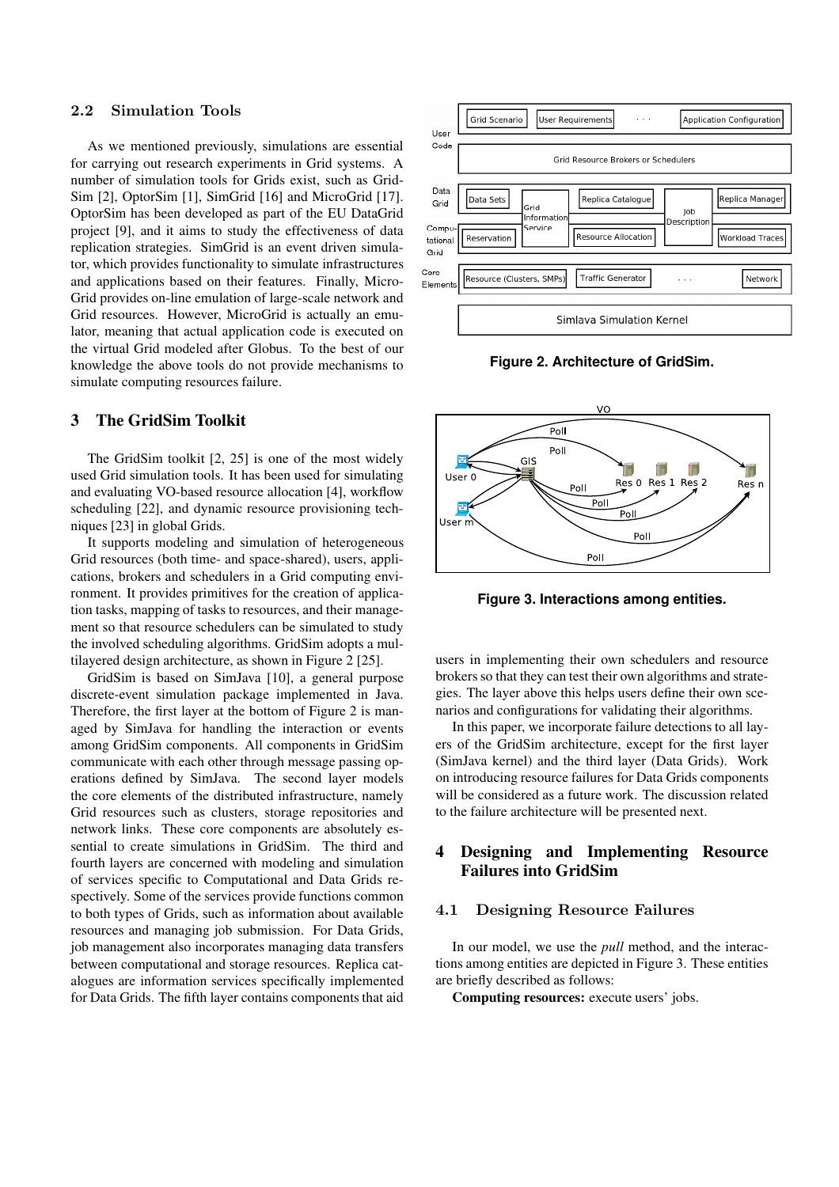### 2.2 Simulation Tools

As we mentioned previously, simulations are essential for carrying out research experiments in Grid systems. A number of simulation tools for Grids exist, such as GridSim [2], OptorSim [1], SimGrid [16] and MicroGrid [17]. OptorSim has been developed as part of the EU DataGrid project [9], and it aims to study the effectiveness of data replication strategies. SimGrid is an event driven simulator, which provides functionality to simulate infrastructures and applications based on their features. Finally, MicroGrid provides on-line emulation of large-scale network and Grid resources. However, MicroGrid is actually an emulator, meaning that actual application code is executed on the virtual Grid modeled after Globus. To the best of our knowledge the above tools do not provide mechanisms to simulate computing resources failure.

## 3 The GridSim Toolkit

The GridSim toolkit [2, 25] is one of the most widely used Grid simulation tools. It has been used for simulating and evaluating VO-based resource allocation [4], workflow scheduling [22], and dynamic resource provisioning techniques [23] in global Grids.

It supports modeling and simulation of heterogeneous Grid resources (both time- and space-shared), users, applications, brokers and schedulers in a Grid computing environment. It provides primitives for the creation of application tasks, mapping of tasks to resources, and their management so that resource schedulers can be simulated to study the involved scheduling algorithms. GridSim adopts a multilayered design architecture, as shown in Figure 2 [25].

GridSim is based on SimJava [10], a general purpose discrete-event simulation package implemented in Java. Therefore, the first layer at the bottom of Figure 2 is managed by SimJava for handling the interaction or events among GridSim components. All components in GridSim communicate with each other through message passing operations defined by SimJava. The second layer models the core elements of the distributed infrastructure, namely Grid resources such as clusters, storage repositories and network links. These core components are absolutely essential to create simulations in GridSim. The third and fourth layers are concerned with modeling and simulation of services specific to Computational and Data Grids respectively. Some of the services provide functions common to both types of Grids, such as information about available resources and managing job submission. For Data Grids, job management also incorporates managing data transfers between computational and storage resources. Replica catalogues are information services specifically implemented for Data Grids. The fifth layer contains components that aid users in implementing their own schedulers and resource brokers so that they can test their own algorithms and strategies. The layer above this helps users define their own scenarios and configurations for validating their algorithms.

Figure 2. Architecture of GridSim.

Figure 3. Interactions among entities.

In this paper, we incorporate failure detections to all layers of the GridSim architecture, except for the first layer (SimJava kernel) and the third layer (Data Grids). Work on introducing resource failures for Data Grids components will be considered as a future work. The discussion related to the failure architecture will be presented next.

## 4 Designing and Implementing Resource Failures into GridSim

### 4.1 Designing Resource Failures

In our model, we use the *pull* method, and the interactions among entities are depicted in Figure 3. These entities are briefly described as follows:

**Computing resources:** execute users' jobs.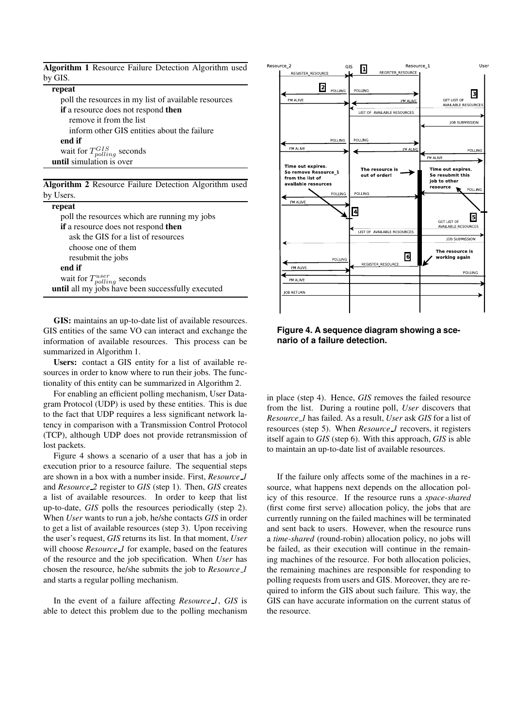**Algorithm 1** Resource Failure Detection Algorithm used by GIS.

```
repeat
    poll the resources in my list of available resources
    if a resource does not respond then
        remove it from the list
        inform other GIS entities about the failure
    end if
    wait for T_polling^GIS seconds
until simulation is over
```

**Algorithm 2** Resource Failure Detection Algorithm used by Users.

```
repeat
    poll the resources which are running my jobs
    if a resource does not respond then
        ask the GIS for a list of resources
        choose one of them
        resubmit the jobs
    end if
    wait for T_polling^user seconds
until all my jobs have been successfully executed
```

**GIS:** maintains an up-to-date list of available resources. GIS entities of the same VO can interact and exchange the information of available resources. This process can be summarized in Algorithm 1.

**Users:** contact a GIS entity for a list of available resources in order to know where to run their jobs. The functionality of this entity can be summarized in Algorithm 2.

For enabling an efficient polling mechanism, User Datagram Protocol (UDP) is used by these entities. This is due to the fact that UDP requires a less significant network latency in comparison with a Transmission Control Protocol (TCP), although UDP does not provide retransmission of lost packets.

Figure 4 shows a scenario of a user that has a job in execution prior to a resource failure. The sequential steps are shown in a box with a number inside. First, *Resource_1* and *Resource_2* register to *GIS* (step 1). Then, *GIS* creates a list of available resources. In order to keep that list up-to-date, *GIS* polls the resources periodically (step 2). When *User* wants to run a job, he/she contacts *GIS* in order to get a list of available resources (step 3). Upon receiving the user's request, *GIS* returns its list. In that moment, *User* will choose *Resource_1* for example, based on the features of the resource and the job specification. When *User* has chosen the resource, he/she submits the job to *Resource_1* and starts a regular polling mechanism.

In the event of a failure affecting *Resource_1*, *GIS* is able to detect this problem due to the polling mechanism in place (step 4). Hence, *GIS* removes the failed resource from the list. During a routine poll, *User* discovers that *Resource_1* has failed. As a result, *User* ask *GIS* for a list of resources (step 5). When *Resource_1* recovers, it registers itself again to *GIS* (step 6). With this approach, *GIS* is able to maintain an up-to-date list of available resources.

**Figure 4. A sequence diagram showing a scenario of a failure detection.**

If the failure only affects some of the machines in a resource, what happens next depends on the allocation policy of this resource. If the resource runs a *space-shared* (first come first serve) allocation policy, the jobs that are currently running on the failed machines will be terminated and sent back to users. However, when the resource runs a *time-shared* (round-robin) allocation policy, no jobs will be failed, as their execution will continue in the remaining machines of the resource. For both allocation policies, the remaining machines are responsible for responding to polling requests from users and GIS. Moreover, they are required to inform the GIS about such failure. This way, the GIS can have accurate information on the current status of the resource.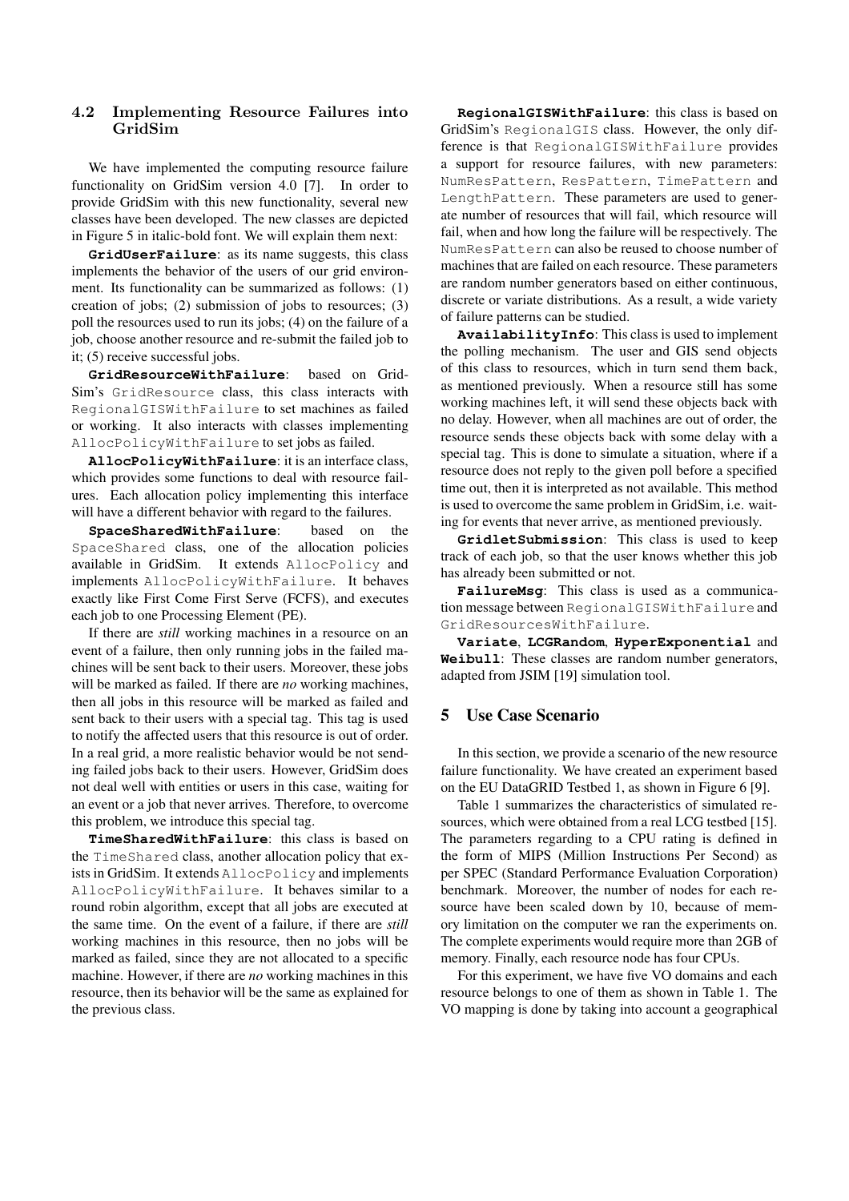### 4.2 Implementing Resource Failures into GridSim

We have implemented the computing resource failure functionality on GridSim version 4.0 [7]. In order to provide GridSim with this new functionality, several new classes have been developed. The new classes are depicted in Figure 5 in italic-bold font. We will explain them next:

**`GridUserFailure`**: as its name suggests, this class implements the behavior of the users of our grid environment. Its functionality can be summarized as follows: (1) creation of jobs; (2) submission of jobs to resources; (3) poll the resources used to run its jobs; (4) on the failure of a job, choose another resource and re-submit the failed job to it; (5) receive successful jobs.

**`GridResourceWithFailure`**: based on GridSim's `GridResource` class, this class interacts with `RegionalGISWithFailure` to set machines as failed or working. It also interacts with classes implementing `AllocPolicyWithFailure` to set jobs as failed.

**`AllocPolicyWithFailure`**: it is an interface class, which provides some functions to deal with resource failures. Each allocation policy implementing this interface will have a different behavior with regard to the failures.

**`SpaceSharedWithFailure`**: based on the `SpaceShared` class, one of the allocation policies available in GridSim. It extends `AllocPolicy` and implements `AllocPolicyWithFailure`. It behaves exactly like First Come First Serve (FCFS), and executes each job to one Processing Element (PE).

If there are *still* working machines in a resource on an event of a failure, then only running jobs in the failed machines will be sent back to their users. Moreover, these jobs will be marked as failed. If there are *no* working machines, then all jobs in this resource will be marked as failed and sent back to their users with a special tag. This tag is used to notify the affected users that this resource is out of order. In a real grid, a more realistic behavior would be not sending failed jobs back to their users. However, GridSim does not deal well with entities or users in this case, waiting for an event or a job that never arrives. Therefore, to overcome this problem, we introduce this special tag.

**`TimeSharedWithFailure`**: this class is based on the `TimeShared` class, another allocation policy that exists in GridSim. It extends `AllocPolicy` and implements `AllocPolicyWithFailure`. It behaves similar to a round robin algorithm, except that all jobs are executed at the same time. On the event of a failure, if there are *still* working machines in this resource, then no jobs will be marked as failed, since they are not allocated to a specific machine. However, if there are *no* working machines in this resource, then its behavior will be the same as explained for the previous class.

**`RegionalGISWithFailure`**: this class is based on GridSim's `RegionalGIS` class. However, the only difference is that `RegionalGISWithFailure` provides a support for resource failures, with new parameters: `NumResPattern`, `ResPattern`, `TimePattern` and `LengthPattern`. These parameters are used to generate number of resources that will fail, which resource will fail, when and how long the failure will be respectively. The `NumResPattern` can also be reused to choose number of machines that are failed on each resource. These parameters are random number generators based on either continuous, discrete or variate distributions. As a result, a wide variety of failure patterns can be studied.

**`AvailabilityInfo`**: This class is used to implement the polling mechanism. The user and GIS send objects of this class to resources, which in turn send them back, as mentioned previously. When a resource still has some working machines left, it will send these objects back with no delay. However, when all machines are out of order, the resource sends these objects back with some delay with a special tag. This is done to simulate a situation, where if a resource does not reply to the given poll before a specified time out, then it is interpreted as not available. This method is used to overcome the same problem in GridSim, i.e. waiting for events that never arrive, as mentioned previously.

**`GridletSubmission`**: This class is used to keep track of each job, so that the user knows whether this job has already been submitted or not.

**`FailureMsg`**: This class is used as a communication message between `RegionalGISWithFailure` and `GridResourcesWithFailure`.

**`Variate`**, **`LCGRandom`**, **`HyperExponential`** and **`Weibull`**: These classes are random number generators, adapted from JSIM [19] simulation tool.

## 5 Use Case Scenario

In this section, we provide a scenario of the new resource failure functionality. We have created an experiment based on the EU DataGRID Testbed 1, as shown in Figure 6 [9].

Table 1 summarizes the characteristics of simulated resources, which were obtained from a real LCG testbed [15]. The parameters regarding to a CPU rating is defined in the form of MIPS (Million Instructions Per Second) as per SPEC (Standard Performance Evaluation Corporation) benchmark. Moreover, the number of nodes for each resource have been scaled down by 10, because of memory limitation on the computer we ran the experiments on. The complete experiments would require more than 2GB of memory. Finally, each resource node has four CPUs.

For this experiment, we have five VO domains and each resource belongs to one of them as shown in Table 1. The VO mapping is done by taking into account a geographical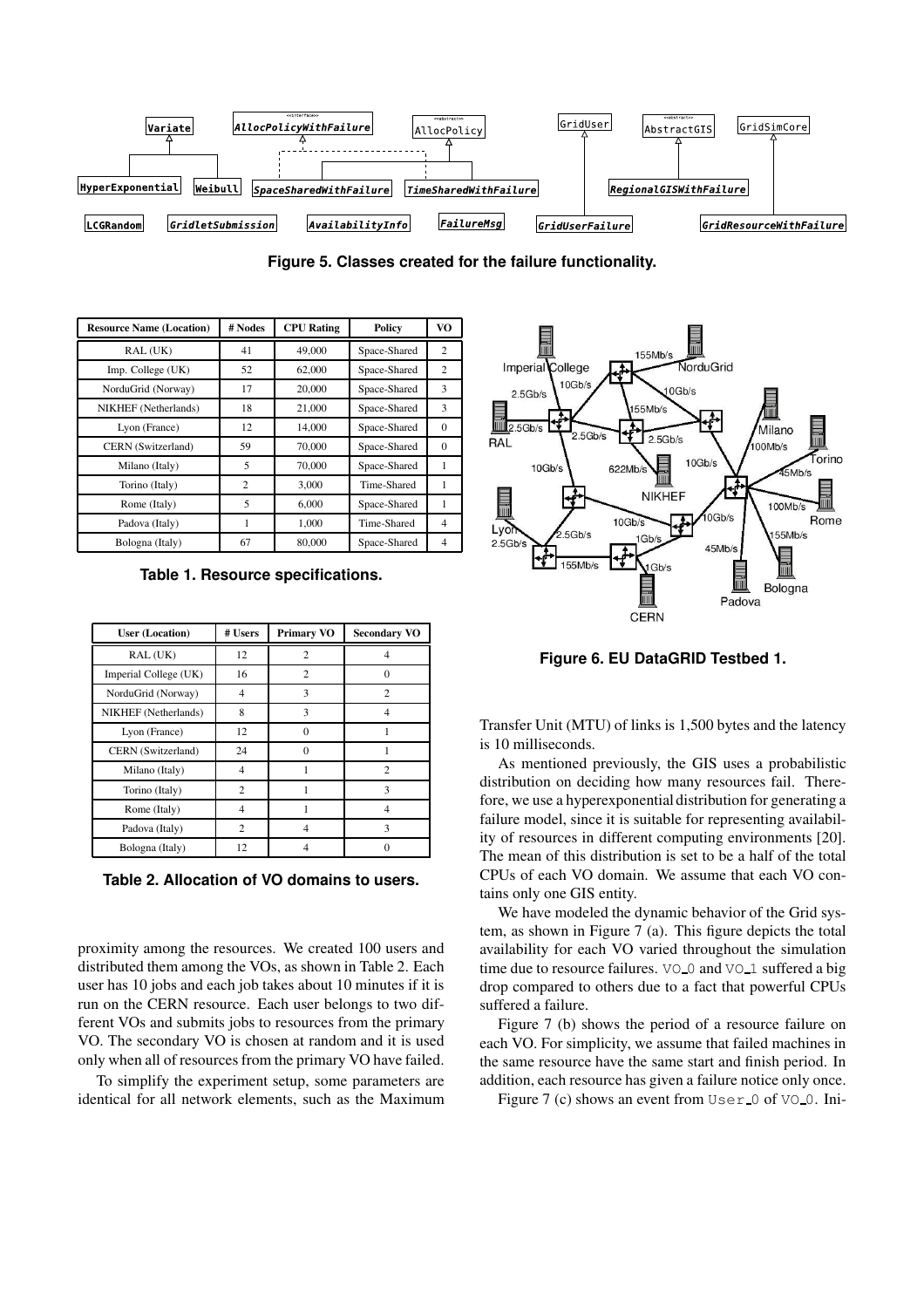**Figure 5. Classes created for the failure functionality.**

| Resource Name (Location) | # Nodes | CPU Rating | Policy | VO |
|---|---|---|---|---|
| RAL (UK) | 41 | 49,000 | Space-Shared | 2 |
| Imp. College (UK) | 52 | 62,000 | Space-Shared | 2 |
| NorduGrid (Norway) | 17 | 20,000 | Space-Shared | 3 |
| NIKHEF (Netherlands) | 18 | 21,000 | Space-Shared | 3 |
| Lyon (France) | 12 | 14,000 | Space-Shared | 0 |
| CERN (Switzerland) | 59 | 70,000 | Space-Shared | 0 |
| Milano (Italy) | 5 | 70,000 | Space-Shared | 1 |
| Torino (Italy) | 2 | 3,000 | Time-Shared | 1 |
| Rome (Italy) | 5 | 6,000 | Space-Shared | 1 |
| Padova (Italy) | 1 | 1,000 | Time-Shared | 4 |
| Bologna (Italy) | 67 | 80,000 | Space-Shared | 4 |

**Table 1. Resource specifications.**

| User (Location) | # Users | Primary VO | Secondary VO |
|---|---|---|---|
| RAL (UK) | 12 | 2 | 4 |
| Imperial College (UK) | 16 | 2 | 0 |
| NorduGrid (Norway) | 4 | 3 | 2 |
| NIKHEF (Netherlands) | 8 | 3 | 4 |
| Lyon (France) | 12 | 0 | 1 |
| CERN (Switzerland) | 24 | 0 | 1 |
| Milano (Italy) | 4 | 1 | 2 |
| Torino (Italy) | 2 | 1 | 3 |
| Rome (Italy) | 4 | 1 | 4 |
| Padova (Italy) | 2 | 4 | 3 |
| Bologna (Italy) | 12 | 4 | 0 |

**Table 2. Allocation of VO domains to users.**

proximity among the resources. We created 100 users and distributed them among the VOs, as shown in Table 2. Each user has 10 jobs and each job takes about 10 minutes if it is run on the CERN resource. Each user belongs to two different VOs and submits jobs to resources from the primary VO. The secondary VO is chosen at random and it is used only when all of resources from the primary VO have failed.

To simplify the experiment setup, some parameters are identical for all network elements, such as the Maximum

**Figure 6. EU DataGRID Testbed 1.**

Transfer Unit (MTU) of links is 1,500 bytes and the latency is 10 milliseconds.

As mentioned previously, the GIS uses a probabilistic distribution on deciding how many resources fail. Therefore, we use a hyperexponential distribution for generating a failure model, since it is suitable for representing availability of resources in different computing environments [20]. The mean of this distribution is set to be a half of the total CPUs of each VO domain. We assume that each VO contains only one GIS entity.

We have modeled the dynamic behavior of the Grid system, as shown in Figure 7 (a). This figure depicts the total availability for each VO varied throughout the simulation time due to resource failures. VO_0 and VO_1 suffered a big drop compared to others due to a fact that powerful CPUs suffered a failure.

Figure 7 (b) shows the period of a resource failure on each VO. For simplicity, we assume that failed machines in the same resource have the same start and finish period. In addition, each resource has given a failure notice only once.

Figure 7 (c) shows an event from User_0 of VO_0. Ini-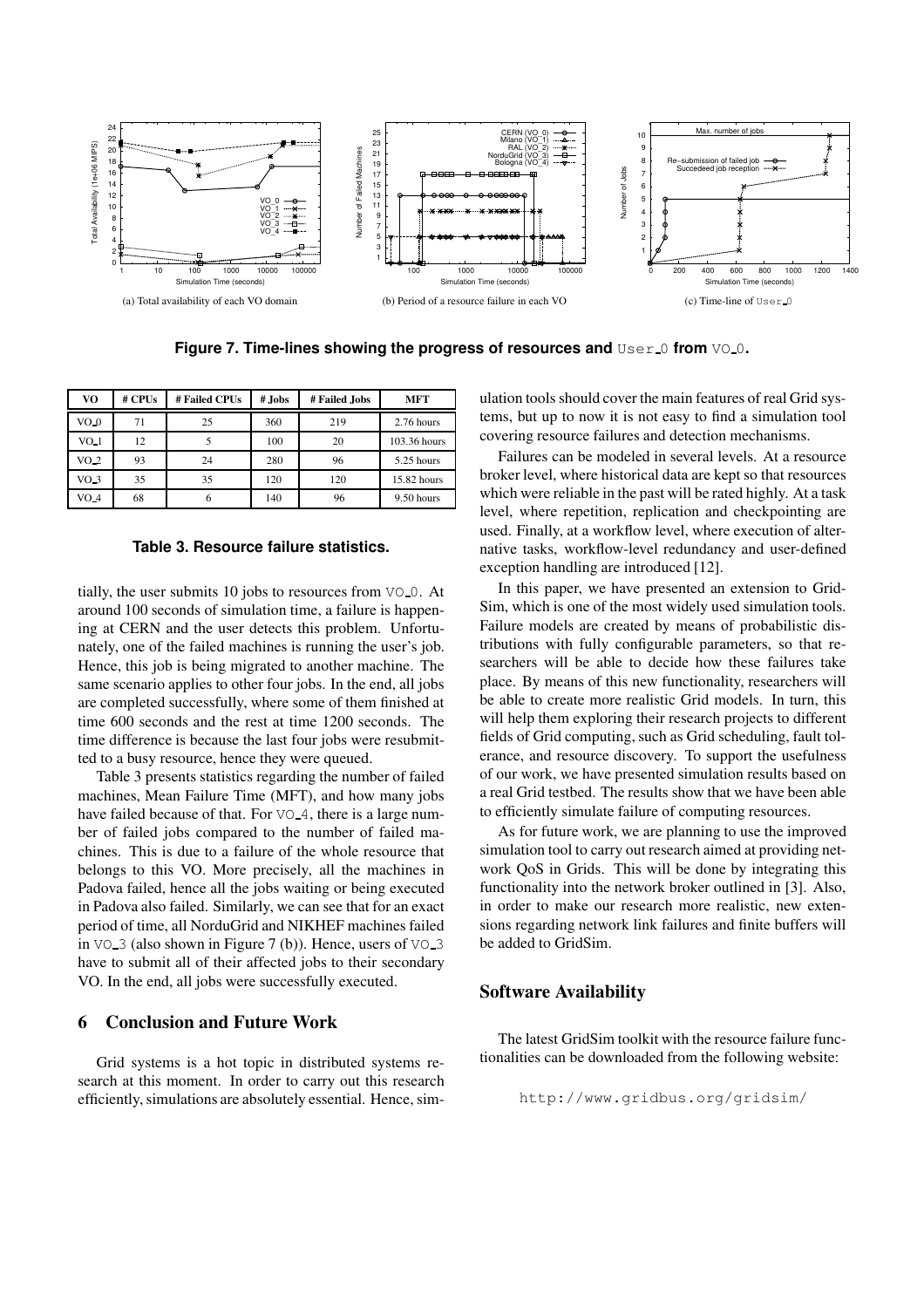(a) Total availability of each VO domain

(b) Period of a resource failure in each VO

(c) Time-line of User_0

**Figure 7. Time-lines showing the progress of resources and User_0 from VO_0.**

| VO | # CPUs | # Failed CPUs | # Jobs | # Failed Jobs | MFT |
|---|---|---|---|---|---|
| VO_0 | 71 | 25 | 360 | 219 | 2.76 hours |
| VO_1 | 12 | 5 | 100 | 20 | 103.36 hours |
| VO_2 | 93 | 24 | 280 | 96 | 5.25 hours |
| VO_3 | 35 | 35 | 120 | 120 | 15.82 hours |
| VO_4 | 68 | 6 | 140 | 96 | 9.50 hours |

**Table 3. Resource failure statistics.**

tially, the user submits 10 jobs to resources from VO_0. At around 100 seconds of simulation time, a failure is happening at CERN and the user detects this problem. Unfortunately, one of the failed machines is running the user's job. Hence, this job is being migrated to another machine. The same scenario applies to other four jobs. In the end, all jobs are completed successfully, where some of them finished at time 600 seconds and the rest at time 1200 seconds. The time difference is because the last four jobs were resubmitted to a busy resource, hence they were queued.

Table 3 presents statistics regarding the number of failed machines, Mean Failure Time (MFT), and how many jobs have failed because of that. For VO_4, there is a large number of failed jobs compared to the number of failed machines. This is due to a failure of the whole resource that belongs to this VO. More precisely, all the machines in Padova failed, hence all the jobs waiting or being executed in Padova also failed. Similarly, we can see that for an exact period of time, all NorduGrid and NIKHEF machines failed in VO_3 (also shown in Figure 7 (b)). Hence, users of VO_3 have to submit all of their affected jobs to their secondary VO. In the end, all jobs were successfully executed.

## 6 Conclusion and Future Work

Grid systems is a hot topic in distributed systems research at this moment. In order to carry out this research efficiently, simulations are absolutely essential. Hence, simulation tools should cover the main features of real Grid systems, but up to now it is not easy to find a simulation tool covering resource failures and detection mechanisms.

Failures can be modeled in several levels. At a resource broker level, where historical data are kept so that resources which were reliable in the past will be rated highly. At a task level, where repetition, replication and checkpointing are used. Finally, at a workflow level, where execution of alternative tasks, workflow-level redundancy and user-defined exception handling are introduced [12].

In this paper, we have presented an extension to GridSim, which is one of the most widely used simulation tools. Failure models are created by means of probabilistic distributions with fully configurable parameters, so that researchers will be able to decide how these failures take place. By means of this new functionality, researchers will be able to create more realistic Grid models. In turn, this will help them exploring their research projects to different fields of Grid computing, such as Grid scheduling, fault tolerance, and resource discovery. To support the usefulness of our work, we have presented simulation results based on a real Grid testbed. The results show that we have been able to efficiently simulate failure of computing resources.

As for future work, we are planning to use the improved simulation tool to carry out research aimed at providing network QoS in Grids. This will be done by integrating this functionality into the network broker outlined in [3]. Also, in order to make our research more realistic, new extensions regarding network link failures and finite buffers will be added to GridSim.

## Software Availability

The latest GridSim toolkit with the resource failure functionalities can be downloaded from the following website:

http://www.gridbus.org/gridsim/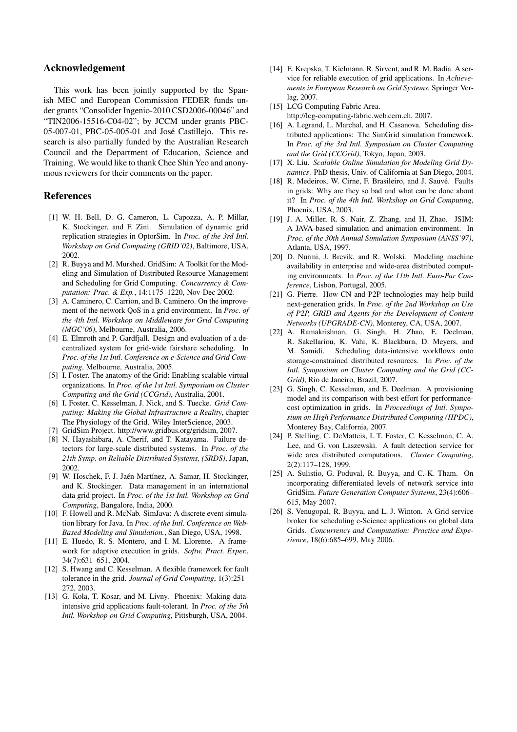## Acknowledgement

This work has been jointly supported by the Spanish MEC and European Commission FEDER funds under grants "Consolider Ingenio-2010 CSD2006-00046" and "TIN2006-15516-C04-02"; by JCCM under grants PBC-05-007-01, PBC-05-005-01 and José Castillejo. This research is also partially funded by the Australian Research Council and the Department of Education, Science and Training. We would like to thank Chee Shin Yeo and anonymous reviewers for their comments on the paper.

## References

[1] W. H. Bell, D. G. Cameron, L. Capozza, A. P. Millar, K. Stockinger, and F. Zini. Simulation of dynamic grid replication strategies in OptorSim. In *Proc. of the 3rd Intl. Workshop on Grid Computing (GRID'02)*, Baltimore, USA, 2002.

[2] R. Buyya and M. Murshed. GridSim: A Toolkit for the Modeling and Simulation of Distributed Resource Management and Scheduling for Grid Computing. *Concurrency & Computation: Prac. & Exp.*, 14:1175–1220, Nov-Dec 2002.

[3] A. Caminero, C. Carrion, and B. Caminero. On the improvement of the network QoS in a grid environment. In *Proc. of the 4th Intl. Workshop on Middleware for Grid Computing (MGC'06)*, Melbourne, Australia, 2006.

[4] E. Elmroth and P. Gardfjall. Design and evaluation of a decentralized system for grid-wide fairshare scheduling. In *Proc. of the 1st Intl. Conference on e-Science and Grid Computing*, Melbourne, Australia, 2005.

[5] I. Foster. The anatomy of the Grid: Enabling scalable virtual organizations. In *Proc. of the 1st Intl. Symposium on Cluster Computing and the Grid (CCGrid)*, Australia, 2001.

[6] I. Foster, C. Kesselman, J. Nick, and S. Tuecke. *Grid Computing: Making the Global Infrastructure a Reality*, chapter The Physiology of the Grid. Wiley InterScience, 2003.

[7] GridSim Project. http://www.gridbus.org/gridsim, 2007.

[8] N. Hayashibara, A. Cherif, and T. Katayama. Failure detectors for large-scale distributed systems. In *Proc. of the 21th Symp. on Reliable Distributed Systems, (SRDS)*, Japan, 2002.

[9] W. Hoschek, F. J. Jaén-Martínez, A. Samar, H. Stockinger, and K. Stockinger. Data management in an international data grid project. In *Proc. of the 1st Intl. Workshop on Grid Computing*, Bangalore, India, 2000.

[10] F. Howell and R. McNab. SimJava: A discrete event simulation library for Java. In *Proc. of the Intl. Conference on Web-Based Modeling and Simulation.*, San Diego, USA, 1998.

[11] E. Huedo, R. S. Montero, and I. M. Llorente. A framework for adaptive execution in grids. *Softw. Pract. Exper.*, 34(7):631–651, 2004.

[12] S. Hwang and C. Kesselman. A flexible framework for fault tolerance in the grid. *Journal of Grid Computing*, 1(3):251–272, 2003.

[13] G. Kola, T. Kosar, and M. Livny. Phoenix: Making data-intensive grid applications fault-tolerant. In *Proc. of the 5th Intl. Workshop on Grid Computing*, Pittsburgh, USA, 2004.

[14] E. Krepska, T. Kielmann, R. Sirvent, and R. M. Badia. A service for reliable execution of grid applications. In *Achievements in European Research on Grid Systems*. Springer Verlag, 2007.

[15] LCG Computing Fabric Area. http://lcg-computing-fabric.web.cern.ch, 2007.

[16] A. Legrand, L. Marchal, and H. Casanova. Scheduling distributed applications: The SimGrid simulation framework. In *Proc. of the 3rd Intl. Symposium on Cluster Computing and the Grid (CCGrid)*, Tokyo, Japan, 2003.

[17] X. Liu. *Scalable Online Simulation for Modeling Grid Dynamics*. PhD thesis, Univ. of California at San Diego, 2004.

[18] R. Medeiros, W. Cirne, F. Brasileiro, and J. Sauvé. Faults in grids: Why are they so bad and what can be done about it? In *Proc. of the 4th Intl. Workshop on Grid Computing*, Phoenix, USA, 2003.

[19] J. A. Miller, R. S. Nair, Z. Zhang, and H. Zhao. JSIM: A JAVA-based simulation and animation environment. In *Proc. of the 30th Annual Simulation Symposium (ANSS'97)*, Atlanta, USA, 1997.

[20] D. Nurmi, J. Brevik, and R. Wolski. Modeling machine availability in enterprise and wide-area distributed computing environments. In *Proc. of the 11th Intl. Euro-Par Conference*, Lisbon, Portugal, 2005.

[21] G. Pierre. How CN and P2P technologies may help build next-generation grids. In *Proc. of the 2nd Workshop on Use of P2P, GRID and Agents for the Development of Content Networks (UPGRADE-CN)*, Monterey, CA, USA, 2007.

[22] A. Ramakrishnan, G. Singh, H. Zhao, E. Deelman, R. Sakellariou, K. Vahi, K. Blackburn, D. Meyers, and M. Samidi. Scheduling data-intensive workflows onto storage-constrained distributed resources. In *Proc. of the Intl. Symposium on Cluster Computing and the Grid (CCGrid)*, Rio de Janeiro, Brazil, 2007.

[23] G. Singh, C. Kesselman, and E. Deelman. A provisioning model and its comparison with best-effort for performance-cost optimization in grids. In *Proceedings of Intl. Symposium on High Performance Distributed Computing (HPDC)*, Monterey Bay, California, 2007.

[24] P. Stelling, C. DeMatteis, I. T. Foster, C. Kesselman, C. A. Lee, and G. von Laszewski. A fault detection service for wide area distributed computations. *Cluster Computing*, 2(2):117–128, 1999.

[25] A. Sulistio, G. Poduval, R. Buyya, and C.-K. Tham. On incorporating differentiated levels of network service into GridSim. *Future Generation Computer Systems*, 23(4):606–615, May 2007.

[26] S. Venugopal, R. Buyya, and L. J. Winton. A Grid service broker for scheduling e-Science applications on global data Grids. *Concurrency and Computation: Practice and Experience*, 18(6):685–699, May 2006.